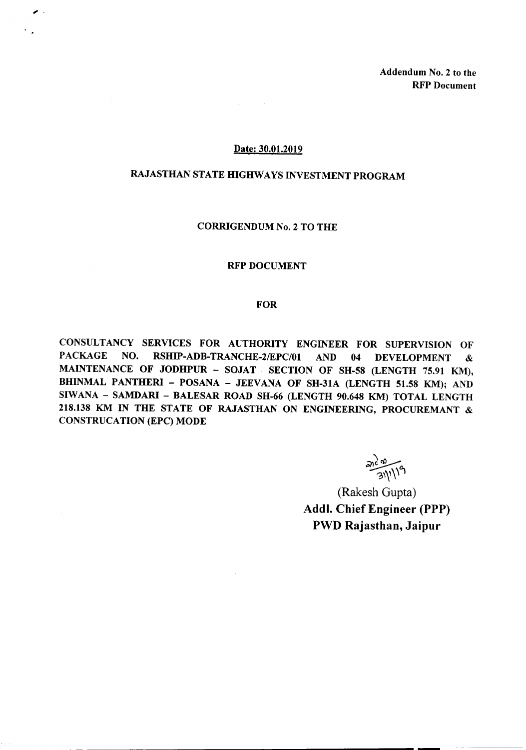**Addendum No. 2 to the RFP Document**

**Date: 30.01.2019**

# RAJASTHAN STATE HIGHWAYS INVESTMENT PROGRAM

## CORRIGENDUM No. 2 TO THE

## RFP DOCUMENT

## FOR

**CONSULTANCY SERVICES FOR AUTHORITY ENGINEER FOR SUPERVISION OF PACKAGE NO. RSHIP-ADB-TRANCHE-2/EPC/01 AND 04 DEVELOPMENT & MAINTENANCE OF JODHPUR – SOJAT SECTION OF SH-58 (LENGTH 75.91 KM), BHINMAL PANTHERI – POSANA – JEEVANA OF SH-31A (LENGTH 51.58 KM); AND SIWANA – SAMDARI – BALESAR ROAD SH-66 (LENGTH 90.648 KM) TOTAL LENGTH 218.138 KM IN THE STATE OF RAJASTHAN ON ENGINEERING, PROCUREMANT & CONSTRUCATION (EPC) MODE**

31/1/19

(Rakesh Gupta)
**Addl. Chief Engineer (PPP)**
**PWD Rajasthan, Jaipur**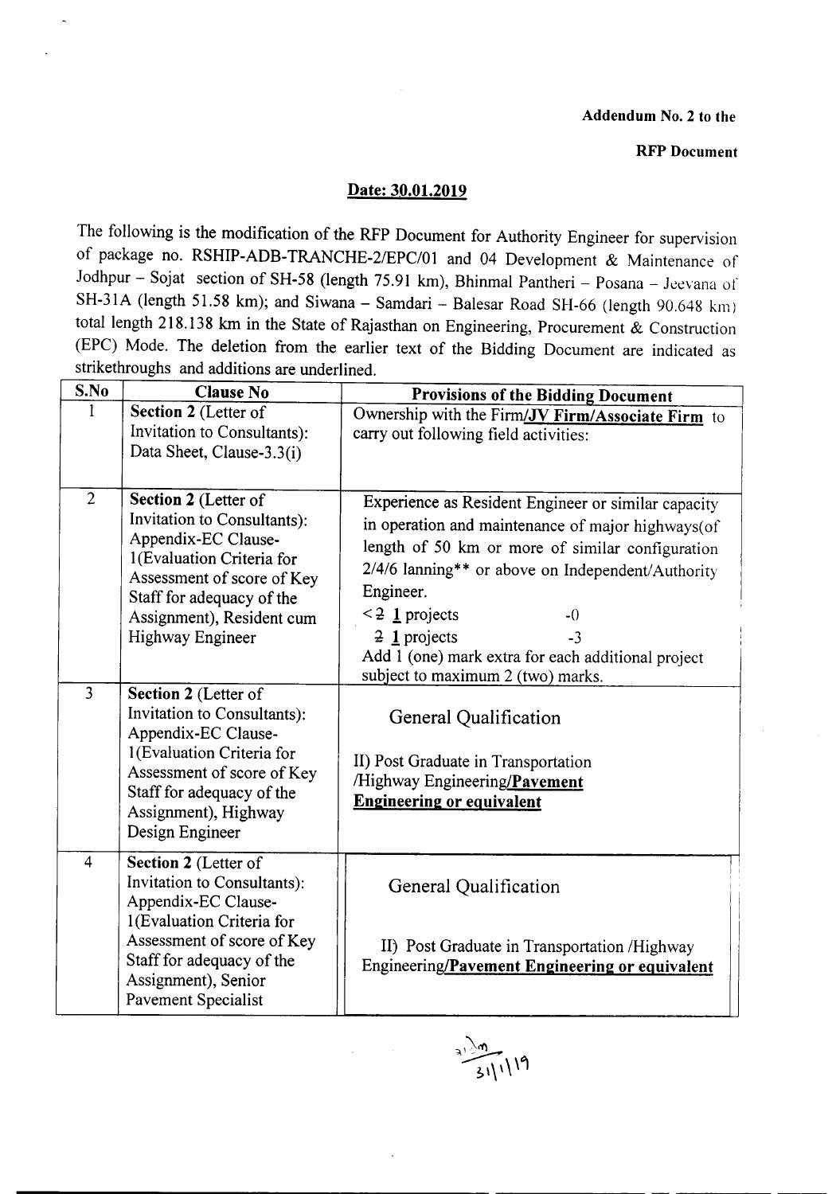**Addendum No. 2 to the**

**RFP Document**

**Date: 30.01.2019**

The following is the modification of the RFP Document for Authority Engineer for supervision of package no. RSHIP-ADB-TRANCHE-2/EPC/01 and 04 Development & Maintenance of Jodhpur – Sojat section of SH-58 (length 75.91 km), Bhinmal Pantheri – Posana – Jeevana of SH-31A (length 51.58 km); and Siwana – Samdari – Balesar Road SH-66 (length 90.648 km) total length 218.138 km in the State of Rajasthan on Engineering, Procurement & Construction (EPC) Mode. The deletion from the earlier text of the Bidding Document are indicated as strikethroughs and additions are underlined.

| S.No | Clause No | Provisions of the Bidding Document |
|---|---|---|
| 1 | **Section 2** (Letter of Invitation to Consultants): Data Sheet, Clause-3.3(i) | Ownership with the Firm<u>**/JV Firm/Associate Firm**</u> to carry out following field activities: |
| 2 | **Section 2** (Letter of Invitation to Consultants): Appendix-EC Clause-1(Evaluation Criteria for Assessment of score of Key Staff for adequacy of the Assignment), Resident cum Highway Engineer | Experience as Resident Engineer or similar capacity in operation and maintenance of major highways(of length of 50 km or more of similar configuration 2/4/6 lanning** or above on Independent/Authority Engineer.<br>< ~~2~~ <u>1</u> projects -0<br>~~2~~ <u>1</u> projects -3<br>Add 1 (one) mark extra for each additional project subject to maximum 2 (two) marks. |
| 3 | **Section 2** (Letter of Invitation to Consultants): Appendix-EC Clause-1(Evaluation Criteria for Assessment of score of Key Staff for adequacy of the Assignment), Highway Design Engineer | General Qualification<br><br>II) Post Graduate in Transportation /Highway Engineering<u>**/Pavement Engineering or equivalent**</u> |
| 4 | **Section 2** (Letter of Invitation to Consultants): Appendix-EC Clause-1(Evaluation Criteria for Assessment of score of Key Staff for adequacy of the Assignment), Senior Pavement Specialist | General Qualification<br><br>II) Post Graduate in Transportation /Highway Engineering<u>**/Pavement Engineering or equivalent**</u> |

31/1/19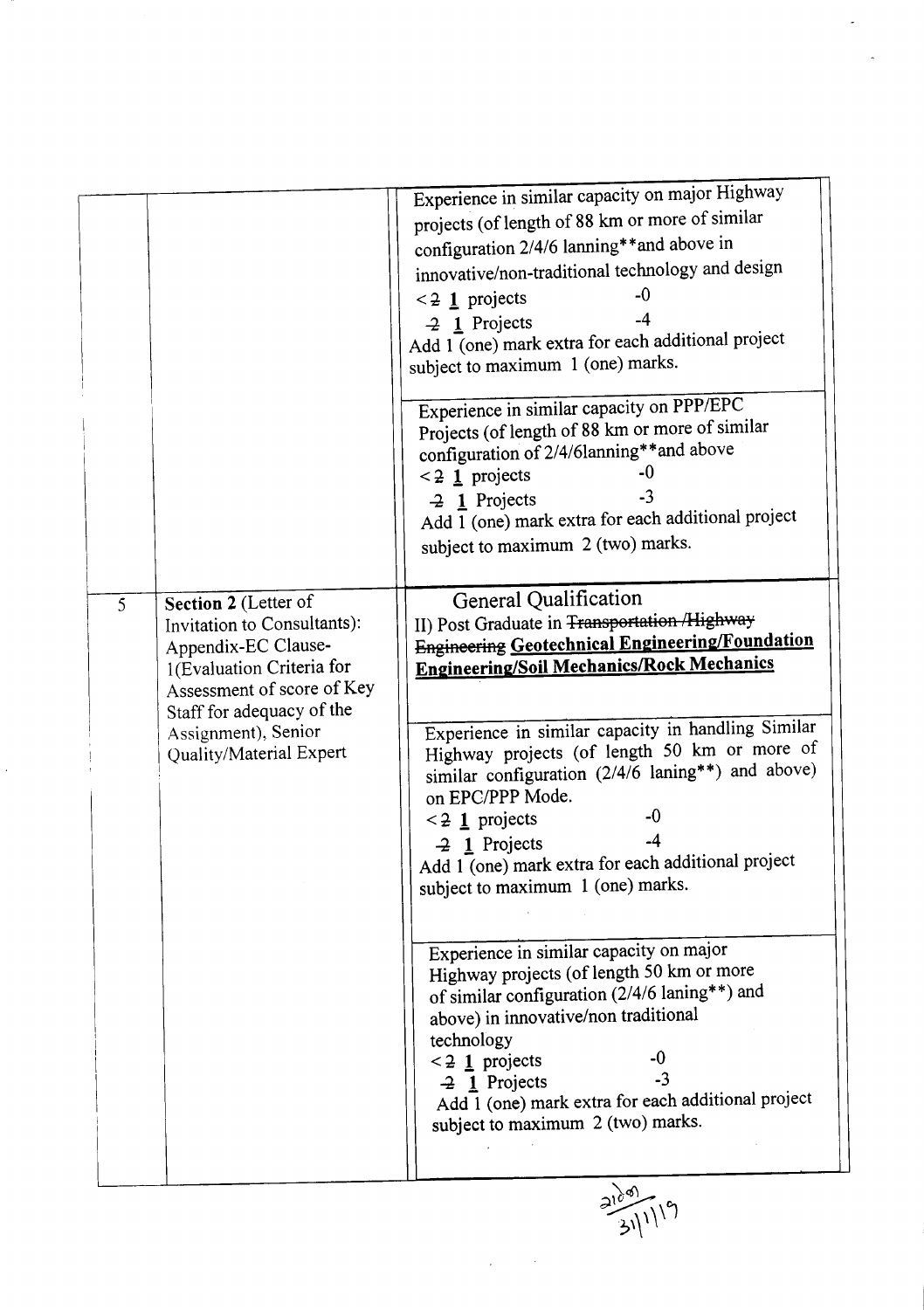| | | |
|---|---|---|
| | | Experience in similar capacity on major Highway projects (of length of 88 km or more of similar configuration 2/4/6 lanning**and above in innovative/non-traditional technology and design<br>< ~~2~~ **1** projects -0<br>~~2~~ **1** Projects -4<br>Add 1 (one) mark extra for each additional project subject to maximum 1 (one) marks. |
| | | Experience in similar capacity on PPP/EPC Projects (of length of 88 km or more of similar configuration of 2/4/6lanning**and above<br>< ~~2~~ **1** projects -0<br>~~2~~ **1** Projects -3<br>Add 1 (one) mark extra for each additional project subject to maximum 2 (two) marks. |
| 5 | **Section 2** (Letter of Invitation to Consultants): Appendix-EC Clause-1(Evaluation Criteria for Assessment of score of Key Staff for adequacy of the Assignment), Senior Quality/Material Expert | General Qualification<br>II) Post Graduate in ~~Transportation /Highway Engineering~~ **Geotechnical Engineering/Foundation Engineering/Soil Mechanics/Rock Mechanics** |
| | | Experience in similar capacity in handling Similar Highway projects (of length 50 km or more of similar configuration (2/4/6 laning**) and above) on EPC/PPP Mode.<br>< ~~2~~ **1** projects -0<br>~~2~~ **1** Projects -4<br>Add 1 (one) mark extra for each additional project subject to maximum 1 (one) marks. |
| | | Experience in similar capacity on major Highway projects (of length 50 km or more of similar configuration (2/4/6 laning**) and above) in innovative/non traditional technology<br>< ~~2~~ **1** projects -0<br>~~2~~ **1** Projects -3<br>Add 1 (one) mark extra for each additional project subject to maximum 2 (two) marks. |

31/1/19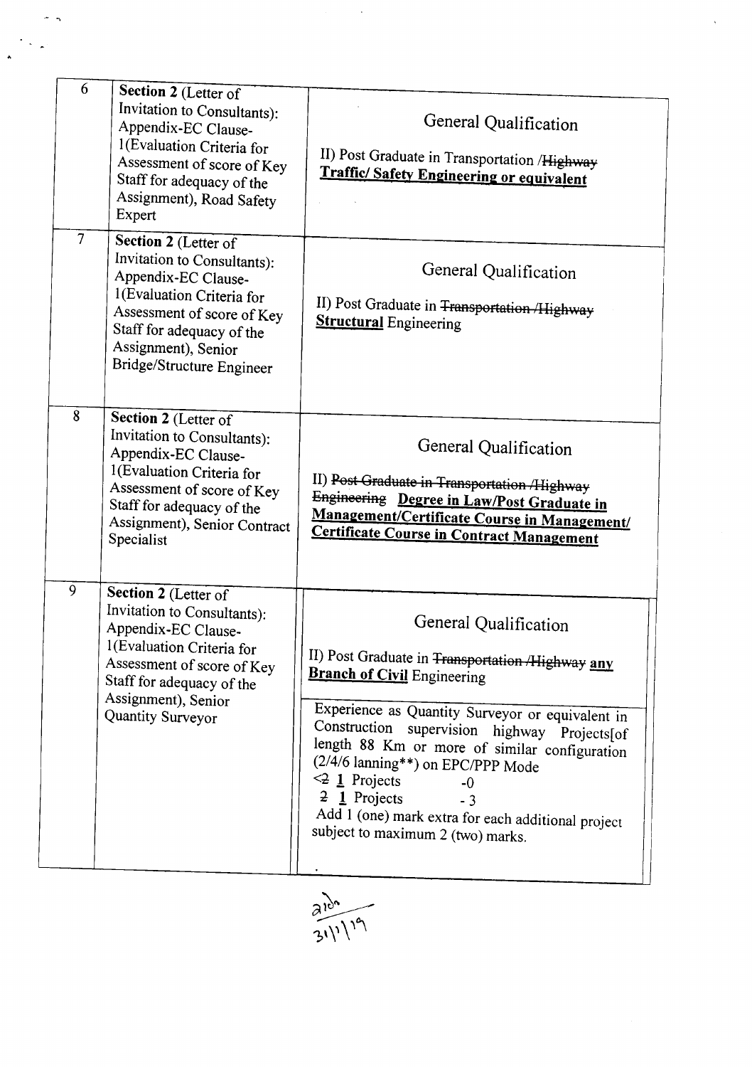| | | |
|---|---|---|
| 6 | **Section 2** (Letter of Invitation to Consultants): Appendix-EC Clause-1(Evaluation Criteria for Assessment of score of Key Staff for adequacy of the Assignment), Road Safety Expert | General Qualification<br><br>II) Post Graduate in Transportation /~~Highway~~ **Traffic/ Safety Engineering or equivalent** |
| 7 | **Section 2** (Letter of Invitation to Consultants): Appendix-EC Clause-1(Evaluation Criteria for Assessment of score of Key Staff for adequacy of the Assignment), Senior Bridge/Structure Engineer | General Qualification<br><br>II) Post Graduate in ~~Transportation /Highway~~ **Structural** Engineering |
| 8 | **Section 2** (Letter of Invitation to Consultants): Appendix-EC Clause-1(Evaluation Criteria for Assessment of score of Key Staff for adequacy of the Assignment), Senior Contract Specialist | General Qualification<br><br>II) ~~Post Graduate in Transportation /Highway Engineering~~ **Degree in Law/Post Graduate in Management/Certificate Course in Management/ Certificate Course in Contract Management** |
| 9 | **Section 2** (Letter of Invitation to Consultants): Appendix-EC Clause-1(Evaluation Criteria for Assessment of score of Key Staff for adequacy of the Assignment), Senior Quantity Surveyor | General Qualification<br><br>II) Post Graduate in ~~Transportation /Highway~~ **any Branch of Civil** Engineering<br><br>Experience as Quantity Surveyor or equivalent in Construction supervision highway Projects[of length 88 Km or more of similar configuration (2/4/6 lanning**) on EPC/PPP Mode<br>< ~~2~~ **1** Projects -0<br>~~2~~ **1** Projects - 3<br>Add 1 (one) mark extra for each additional project subject to maximum 2 (two) marks. |

31/1/19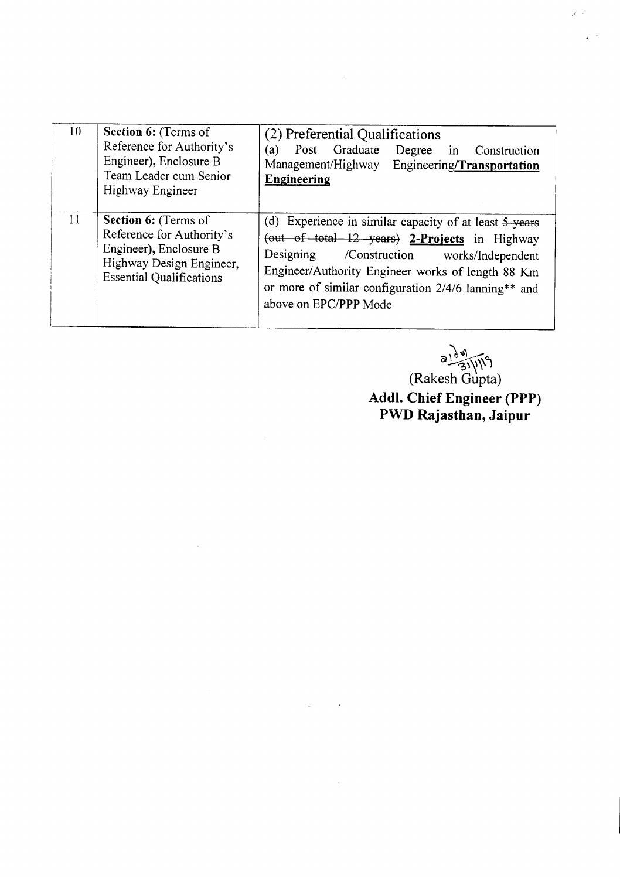| | | |
|---|---|---|
| 10 | **Section 6:** (Terms of Reference for Authority's Engineer), Enclosure B Team Leader cum Senior Highway Engineer | (2) Preferential Qualifications<br>(a) Post Graduate Degree in Construction Management/Highway Engineering**/Transportation Engineering** |
| 11 | **Section 6:** (Terms of Reference for Authority's Engineer), Enclosure B Highway Design Engineer, Essential Qualifications | (d) Experience in similar capacity of at least ~~5 years (out of total 12 years)~~ **2-Projects** in Highway Designing /Construction works/Independent Engineer/Authority Engineer works of length 88 Km or more of similar configuration 2/4/6 lanning** and above on EPC/PPP Mode |

(Rakesh Gupta)

**Addl. Chief Engineer (PPP)**
**PWD Rajasthan, Jaipur**